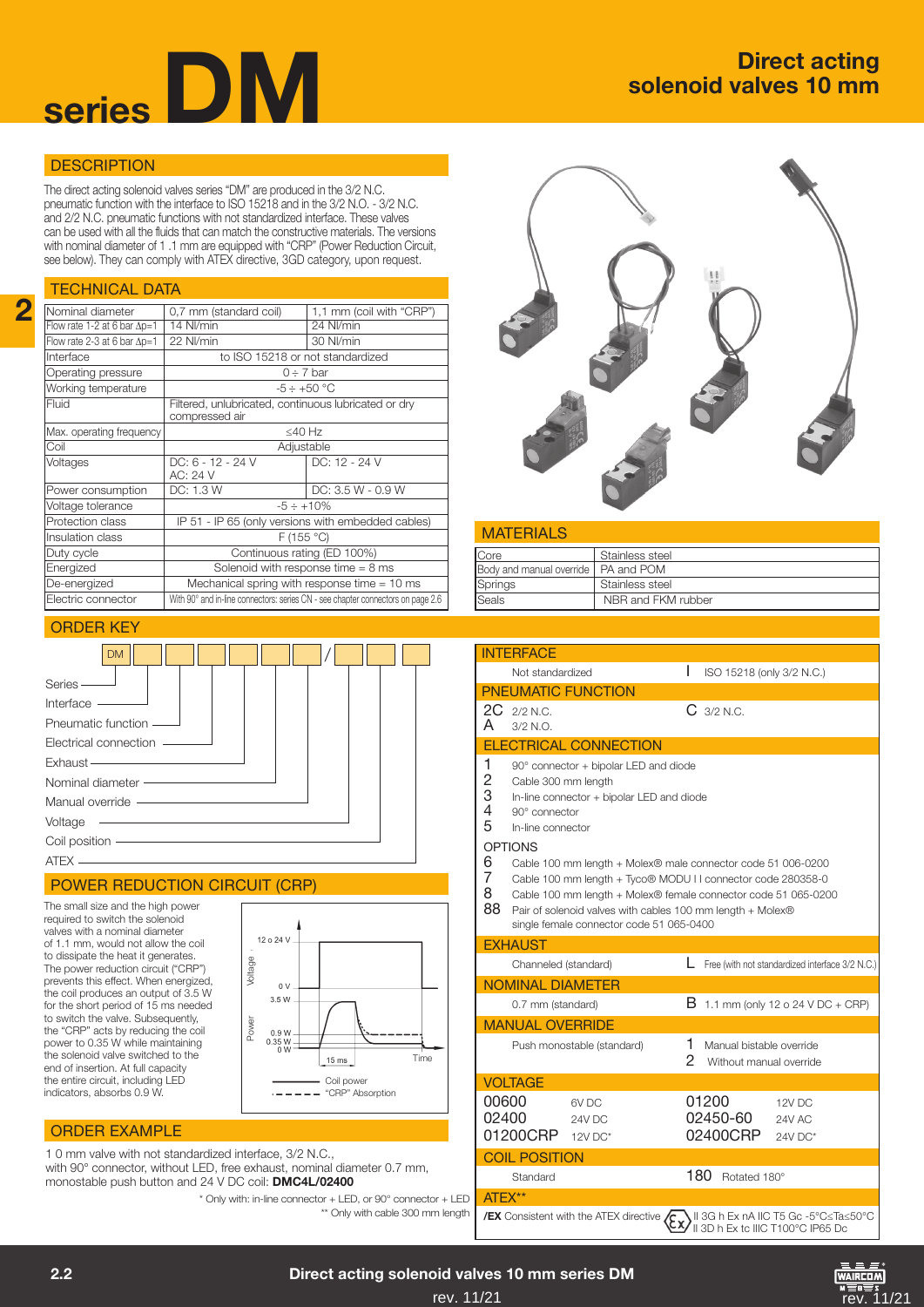# series DM

## Direct acting solenoid valves 10 mm

## DESCRIPTION

The direct acting solenoid valves series "DM" are produced in the 3/2 N.C. pneumatic function with the interface to ISO 15218 and in the 3/2 N.O. - 3/2 N.C. and 2/2 N.C. pneumatic functions with not standardized interface. These valves can be used with all the fluids that can match the constructive materials. The versions with nominal diameter of 1 .1 mm are equipped with "CRP" (Power Reduction Circuit, see below). They can comply with ATEX directive, 3GD category, upon request.

## TECHNICAL DATA

| | | |
|---|---|---|
| Nominal diameter | 0,7 mm (standard coil) | 1,1 mm (coil with "CRP") |
| Flow rate 1-2 at 6 bar Δp=1 | 14 Nl/min | 24 Nl/min |
| Flow rate 2-3 at 6 bar Δp=1 | 22 Nl/min | 30 Nl/min |
| Interface | to ISO 15218 or not standardized | |
| Operating pressure | 0 ÷ 7 bar | |
| Working temperature | -5 ÷ +50 °C | |
| Fluid | Filtered, unlubricated, continuous lubricated or dry compressed air | |
| Max. operating frequency | ≤40 Hz | |
| Coil | Adjustable | |
| Voltages | DC: 6 - 12 - 24 V AC: 24 V | DC: 12 - 24 V |
| Power consumption | DC: 1.3 W | DC: 3.5 W - 0.9 W |
| Voltage tolerance | -5 ÷ +10% | |
| Protection class | IP 51 - IP 65 (only versions with embedded cables) | |
| Insulation class | F (155 °C) | |
| Duty cycle | Continuous rating (ED 100%) | |
| Energized | Solenoid with response time = 8 ms | |
| De-energized | Mechanical spring with response time = 10 ms | |
| Electric connector | With 90° and in-line connectors: series CN - see chapter connectors on page 2.6 | |

## MATERIALS

| | |
|---|---|
| Core | Stainless steel |
| Body and manual override | PA and POM |
| Springs | Stainless steel |
| Seals | NBR and FKM rubber |

## ORDER KEY

DM _ _ _ _ _ _ _ / _ _ _

Series, Interface, Pneumatic function, Electrical connection, Exhaust, Nominal diameter, Manual override, Voltage, Coil position, ATEX

### INTERFACE

| | |
|---|---|
| Not standardized | **I** ISO 15218 (only 3/2 N.C.) |

### PNEUMATIC FUNCTION

| | |
|---|---|
| **2C** 2/2 N.C. | **C** 3/2 N.C. |
| **A** 3/2 N.O. | |

### ELECTRICAL CONNECTION

- **1** 90° connector + bipolar LED and diode
- **2** Cable 300 mm length
- **3** In-line connector + bipolar LED and diode
- **4** 90° connector
- **5** In-line connector

OPTIONS

- **6** Cable 100 mm length + Molex® male connector code 51 006-0200
- **7** Cable 100 mm length + Tyco® MODU I I connector code 280358-0
- **8** Cable 100 mm length + Molex® female connector code 51 065-0200
- **88** Pair of solenoid valves with cables 100 mm length + Molex® single female connector code 51 065-0400

### EXHAUST

| | |
|---|---|
| Channeled (standard) | **L** Free (with not standardized interface 3/2 N.C.) |

### NOMINAL DIAMETER

| | |
|---|---|
| 0.7 mm (standard) | **B** 1.1 mm (only 12 o 24 V DC + CRP) |

### MANUAL OVERRIDE

| | |
|---|---|
| Push monostable (standard) | **1** Manual bistable override |
| | **2** Without manual override |

### VOLTAGE

| | | | |
|---|---|---|---|
| 00600 | 6V DC | 01200 | 12V DC |
| 02400 | 24V DC | 02450-60 | 24V AC |
| 01200CRP | 12V DC* | 02400CRP | 24V DC* |

### COIL POSITION

| | |
|---|---|
| Standard | **180** Rotated 180° |

### ATEX**

**/EX** Consistent with the ATEX directive II 3G h Ex nA IIC T5 Gc -5°C≤Ta≤50°C II 3D h Ex tc IIIC T100°C IP65 Dc

## POWER REDUCTION CIRCUIT (CRP)

The small size and the high power required to switch the solenoid valves with a nominal diameter of 1.1 mm, would not allow the coil to dissipate the heat it generates. The power reduction circuit ("CRP") prevents this effect. When energized, the coil produces an output of 3.5 W for the short period of 15 ms needed to switch the valve. Subsequently, the "CRP" acts by reducing the coil power to 0.35 W while maintaining the solenoid valve switched to the end of insertion. At full capacity the entire circuit, including LED indicators, absorbs 0.9 W.

Voltage: 12 o 24 V, 0 V — Power: 3.5 W, 0.9 W, 0.35 W, 0 W — 15 ms — Time

Coil power
"CRP" Absorption

## ORDER EXAMPLE

1 0 mm valve with not standardized interface, 3/2 N.C., with 90° connector, without LED, free exhaust, nominal diameter 0.7 mm, monostable push button and 24 V DC coil: **DMC4L/02400**

\* Only with: in-line connector + LED, or 90° connector + LED

\*\* Only with cable 300 mm length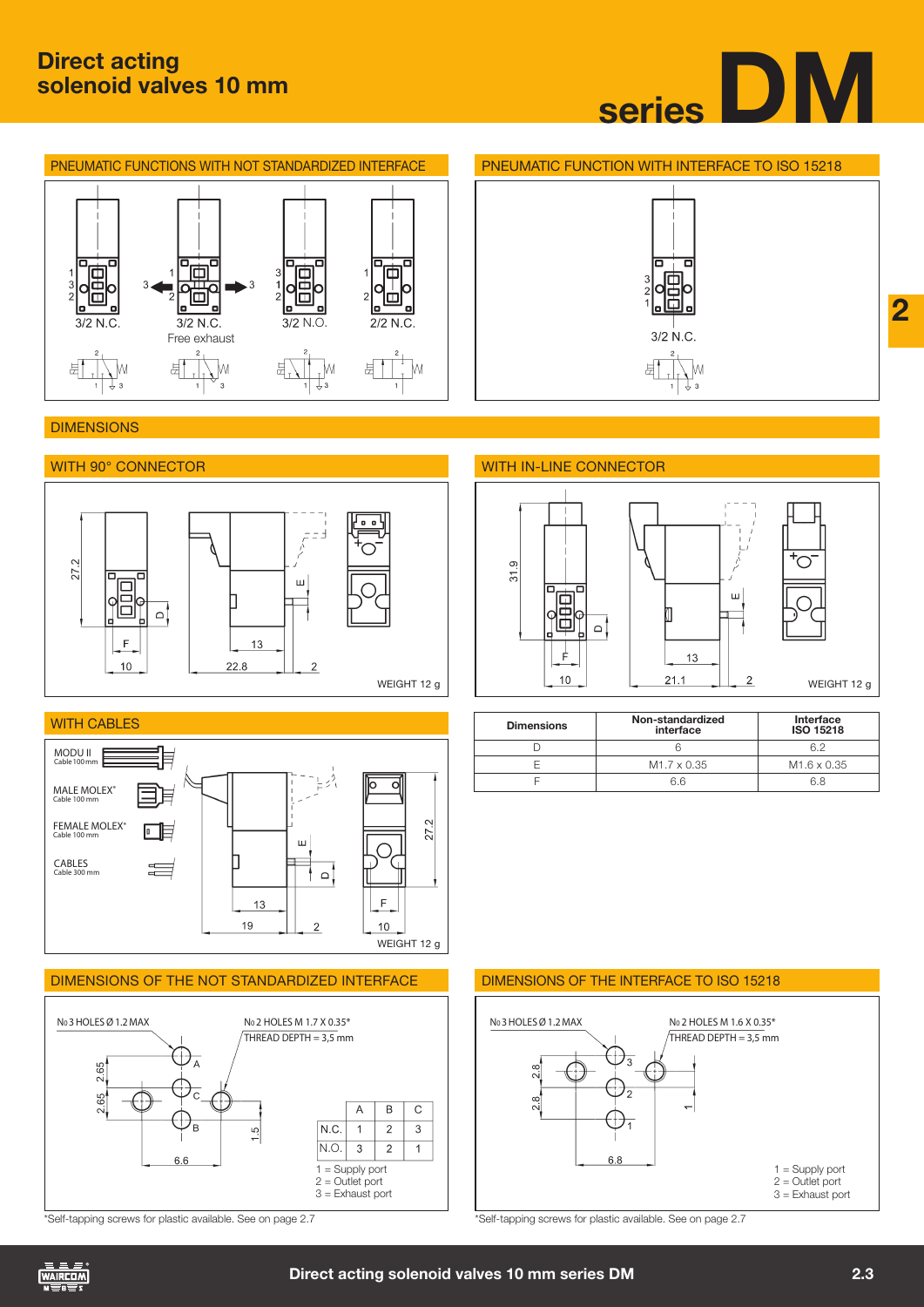# Direct acting solenoid valves 10 mm

# series DM

## PNEUMATIC FUNCTIONS WITH NOT STANDARDIZED INTERFACE

3/2 N.C. | 3/2 N.C. Free exhaust | 3/2 N.O. | 2/2 N.C.

## PNEUMATIC FUNCTION WITH INTERFACE TO ISO 15218

3/2 N.C.

## DIMENSIONS

### WITH 90° CONNECTOR

27.2 | D | E | F | 10 | 13 | 22.8 | 2

WEIGHT 12 g

### WITH IN-LINE CONNECTOR

31.9 | D | E | F | 10 | 13 | 21.1 | 2

WEIGHT 12 g

### WITH CABLES

- MODU II – Cable 100 mm
- MALE MOLEX® – Cable 100 mm
- FEMALE MOLEX® – Cable 100 mm
- CABLES – Cable 300 mm

13 | 19 | 2 | E | D | 27.2 | F | 10

WEIGHT 12 g

| Dimensions | Non-standardized interface | Interface ISO 15218 |
|---|---|---|
| D | 6 | 6.2 |
| E | M1.7 x 0.35 | M1.6 x 0.35 |
| F | 6.6 | 6.8 |

## DIMENSIONS OF THE NOT STANDARDIZED INTERFACE

No 3 HOLES Ø 1.2 MAX

No 2 HOLES M 1.7 X 0.35*
THREAD DEPTH = 3,5 mm

2.65 | 2.65 | 1.5 | 6.6

|  | A | B | C |
|---|---|---|---|
| N.C. | 1 | 2 | 3 |
| N.O. | 3 | 2 | 1 |

1 = Supply port
2 = Outlet port
3 = Exhaust port

*Self-tapping screws for plastic available. See on page 2.7

## DIMENSIONS OF THE INTERFACE TO ISO 15218

No 3 HOLES Ø 1.2 MAX

No 2 HOLES M 1.6 X 0.35*
THREAD DEPTH = 3,5 mm

2.8 | 2.8 | 1 | 6.8

1 = Supply port
2 = Outlet port
3 = Exhaust port

*Self-tapping screws for plastic available. See on page 2.7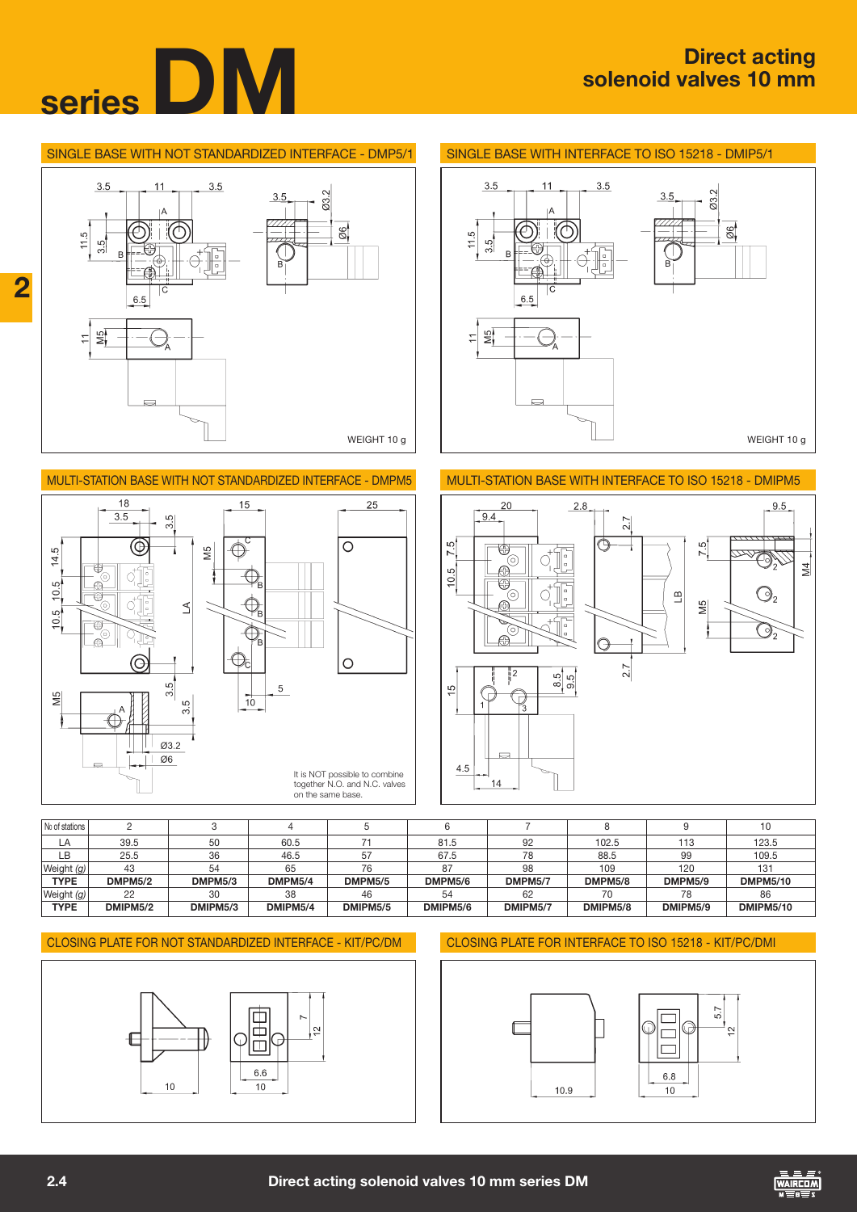# series DM

## Direct acting solenoid valves 10 mm

### SINGLE BASE WITH NOT STANDARDIZED INTERFACE - DMP5/1

WEIGHT 10 g

### SINGLE BASE WITH INTERFACE TO ISO 15218 - DMIP5/1

WEIGHT 10 g

### MULTI-STATION BASE WITH NOT STANDARDIZED INTERFACE - DMPM5

It is NOT possible to combine together N.O. and N.C. valves on the same base.

### MULTI-STATION BASE WITH INTERFACE TO ISO 15218 - DMIPM5

| No of stations | 2 | 3 | 4 | 5 | 6 | 7 | 8 | 9 | 10 |
|---|---|---|---|---|---|---|---|---|---|
| LA | 39.5 | 50 | 60.5 | 71 | 81.5 | 92 | 102.5 | 113 | 123.5 |
| LB | 25.5 | 36 | 46.5 | 57 | 67.5 | 78 | 88.5 | 99 | 109.5 |
| Weight *(g)* | 43 | 54 | 65 | 76 | 87 | 98 | 109 | 120 | 131 |
| **TYPE** | **DMPM5/2** | **DMPM5/3** | **DMPM5/4** | **DMPM5/5** | **DMPM5/6** | **DMPM5/7** | **DMPM5/8** | **DMPM5/9** | **DMPM5/10** |
| Weight *(g)* | 22 | 30 | 38 | 46 | 54 | 62 | 70 | 78 | 86 |
| **TYPE** | **DMIPM5/2** | **DMIPM5/3** | **DMIPM5/4** | **DMIPM5/5** | **DMIPM5/6** | **DMIPM5/7** | **DMIPM5/8** | **DMIPM5/9** | **DMIPM5/10** |

### CLOSING PLATE FOR NOT STANDARDIZED INTERFACE - KIT/PC/DM

### CLOSING PLATE FOR INTERFACE TO ISO 15218 - KIT/PC/DMI